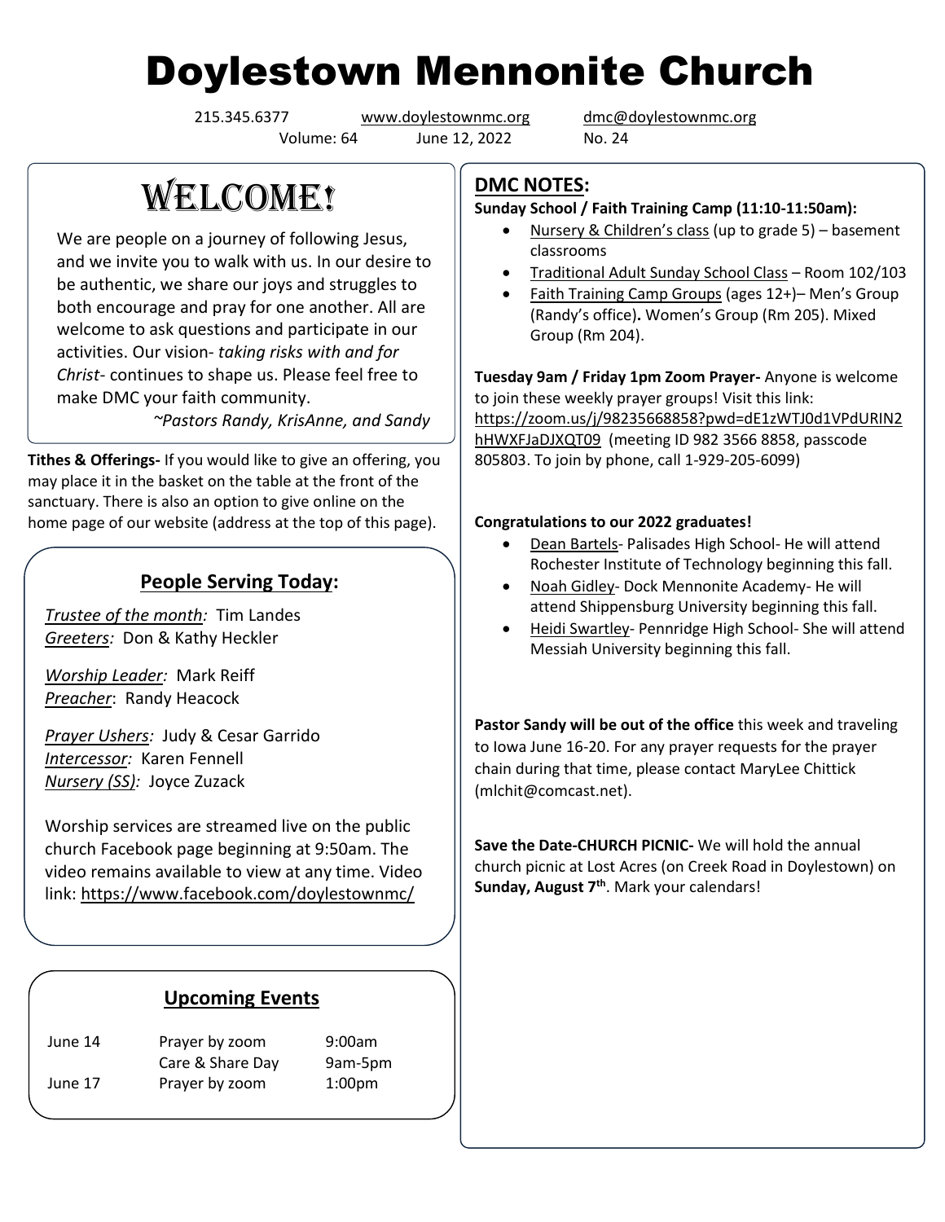# Doylestown Mennonite Church

215.345.6377 www.doylestownmc.org dmc@doylestownmc.org

Volume: 64 June 12, 2022 No. 24

## WELCOME!

We are people on a journey of following Jesus, and we invite you to walk with us. In our desire to be authentic, we share our joys and struggles to both encourage and pray for one another. All are welcome to ask questions and participate in our activities. Our vision- *taking risks with and for Christ*- continues to shape us. Please feel free to make DMC your faith community.

*~Pastors Randy, KrisAnne, and Sandy*

**Tithes & Offerings-** If you would like to give an offering, you may place it in the basket on the table at the front of the sanctuary. There is also an option to give online on the home page of our website (address at the top of this page).

### People Serving Today:

*Trustee of the month:* Tim Landes
*Greeters:* Don & Kathy Heckler

*Worship Leader:* Mark Reiff
*Preacher*: Randy Heacock

*Prayer Ushers:* Judy & Cesar Garrido
*Intercessor:* Karen Fennell
*Nursery (SS):* Joyce Zuzack

Worship services are streamed live on the public church Facebook page beginning at 9:50am. The video remains available to view at any time. Video link: https://www.facebook.com/doylestownmc/

### Upcoming Events

| | | |
|---|---|---|
| June 14 | Prayer by zoom | 9:00am |
| | Care & Share Day | 9am-5pm |
| June 17 | Prayer by zoom | 1:00pm |

## DMC NOTES:

**Sunday School / Faith Training Camp (11:10-11:50am):**

- Nursery & Children's class (up to grade 5) – basement classrooms
- Traditional Adult Sunday School Class – Room 102/103
- Faith Training Camp Groups (ages 12+)– Men's Group (Randy's office). Women's Group (Rm 205). Mixed Group (Rm 204).

**Tuesday 9am / Friday 1pm Zoom Prayer-** Anyone is welcome to join these weekly prayer groups! Visit this link: https://zoom.us/j/98235668858?pwd=dE1zWTJ0d1VPdURIN2hHWXFJaDJXQT09 (meeting ID 982 3566 8858, passcode 805803. To join by phone, call 1-929-205-6099)

**Congratulations to our 2022 graduates!**

- Dean Bartels- Palisades High School- He will attend Rochester Institute of Technology beginning this fall.
- Noah Gidley- Dock Mennonite Academy- He will attend Shippensburg University beginning this fall.
- Heidi Swartley- Pennridge High School- She will attend Messiah University beginning this fall.

**Pastor Sandy will be out of the office** this week and traveling to Iowa June 16-20. For any prayer requests for the prayer chain during that time, please contact MaryLee Chittick (mlchit@comcast.net).

**Save the Date-CHURCH PICNIC-** We will hold the annual church picnic at Lost Acres (on Creek Road in Doylestown) on **Sunday, August 7th**. Mark your calendars!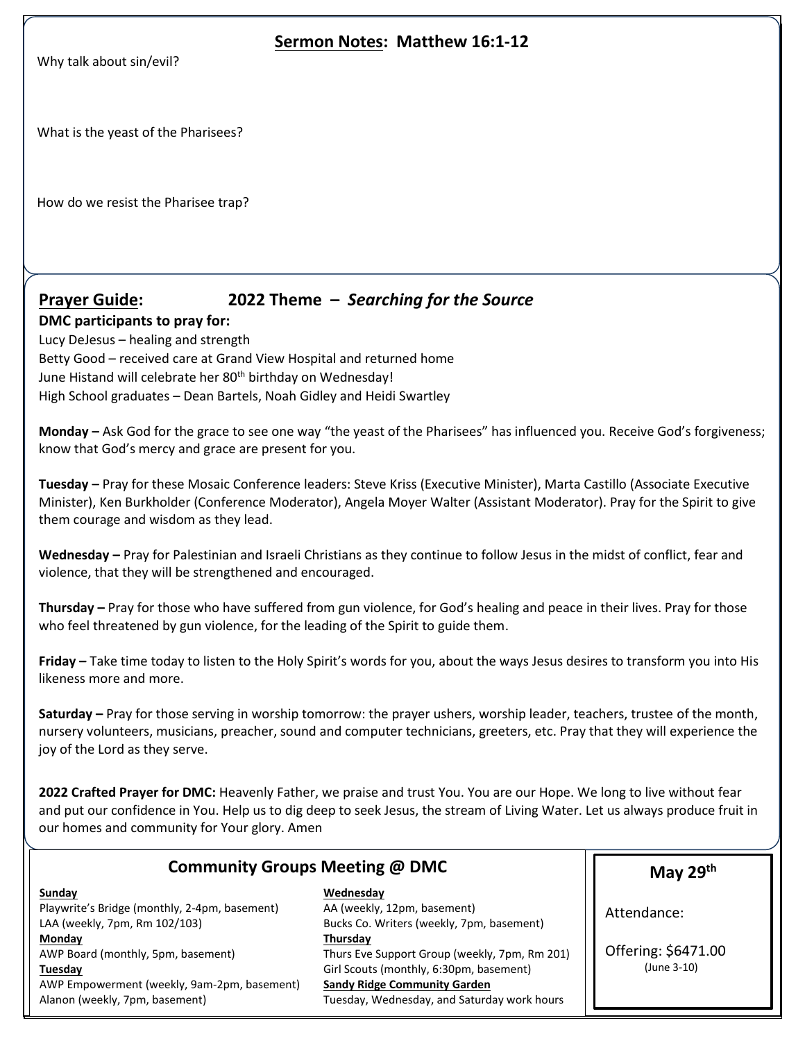## Sermon Notes: Matthew 16:1-12

Why talk about sin/evil?

What is the yeast of the Pharisees?

How do we resist the Pharisee trap?

## Prayer Guide: 2022 Theme – *Searching for the Source*

**DMC participants to pray for:**

Lucy DeJesus – healing and strength
Betty Good – received care at Grand View Hospital and returned home
June Histand will celebrate her 80th birthday on Wednesday!
High School graduates – Dean Bartels, Noah Gidley and Heidi Swartley

**Monday –** Ask God for the grace to see one way "the yeast of the Pharisees" has influenced you. Receive God's forgiveness; know that God's mercy and grace are present for you.

**Tuesday –** Pray for these Mosaic Conference leaders: Steve Kriss (Executive Minister), Marta Castillo (Associate Executive Minister), Ken Burkholder (Conference Moderator), Angela Moyer Walter (Assistant Moderator). Pray for the Spirit to give them courage and wisdom as they lead.

**Wednesday –** Pray for Palestinian and Israeli Christians as they continue to follow Jesus in the midst of conflict, fear and violence, that they will be strengthened and encouraged.

**Thursday –** Pray for those who have suffered from gun violence, for God's healing and peace in their lives. Pray for those who feel threatened by gun violence, for the leading of the Spirit to guide them.

**Friday –** Take time today to listen to the Holy Spirit's words for you, about the ways Jesus desires to transform you into His likeness more and more.

**Saturday –** Pray for those serving in worship tomorrow: the prayer ushers, worship leader, teachers, trustee of the month, nursery volunteers, musicians, preacher, sound and computer technicians, greeters, etc. Pray that they will experience the joy of the Lord as they serve.

**2022 Crafted Prayer for DMC:** Heavenly Father, we praise and trust You. You are our Hope. We long to live without fear and put our confidence in You. Help us to dig deep to seek Jesus, the stream of Living Water. Let us always produce fruit in our homes and community for Your glory. Amen

## Community Groups Meeting @ DMC

**Sunday**
Playwrite's Bridge (monthly, 2-4pm, basement)
LAA (weekly, 7pm, Rm 102/103)

**Monday**
AWP Board (monthly, 5pm, basement)

**Tuesday**
AWP Empowerment (weekly, 9am-2pm, basement)
Alanon (weekly, 7pm, basement)

**Wednesday**
AA (weekly, 12pm, basement)
Bucks Co. Writers (weekly, 7pm, basement)

**Thursday**
Thurs Eve Support Group (weekly, 7pm, Rm 201)
Girl Scouts (monthly, 6:30pm, basement)

**Sandy Ridge Community Garden**
Tuesday, Wednesday, and Saturday work hours

### May 29th

Attendance:

Offering: $6471.00
(June 3-10)